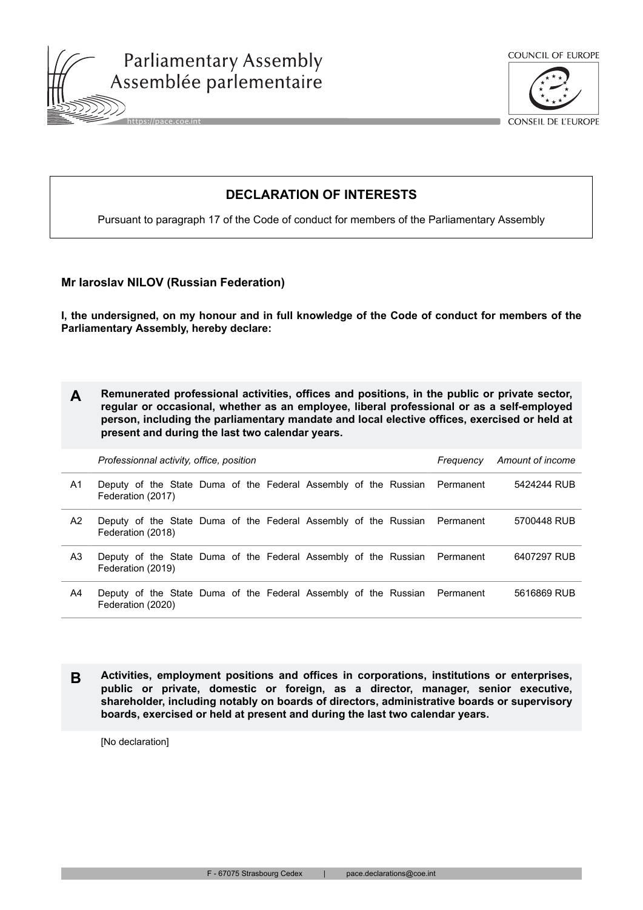Parliamentary Assembly
Assemblée parlementaire

COUNCIL OF EUROPE
CONSEIL DE L'EUROPE

## DECLARATION OF INTERESTS

Pursuant to paragraph 17 of the Code of conduct for members of the Parliamentary Assembly

**Mr Iaroslav NILOV (Russian Federation)**

**I, the undersigned, on my honour and in full knowledge of the Code of conduct for members of the Parliamentary Assembly, hereby declare:**

### A Remunerated professional activities, offices and positions, in the public or private sector, regular or occasional, whether as an employee, liberal professional or as a self-employed person, including the parliamentary mandate and local elective offices, exercised or held at present and during the last two calendar years.

| | *Professionnal activity, office, position* | *Frequency* | *Amount of income* |
|---|---|---|---|
| A1 | Deputy of the State Duma of the Federal Assembly of the Russian Federation (2017) | Permanent | 5424244 RUB |
| A2 | Deputy of the State Duma of the Federal Assembly of the Russian Federation (2018) | Permanent | 5700448 RUB |
| A3 | Deputy of the State Duma of the Federal Assembly of the Russian Federation (2019) | Permanent | 6407297 RUB |
| A4 | Deputy of the State Duma of the Federal Assembly of the Russian Federation (2020) | Permanent | 5616869 RUB |

### B Activities, employment positions and offices in corporations, institutions or enterprises, public or private, domestic or foreign, as a director, manager, senior executive, shareholder, including notably on boards of directors, administrative boards or supervisory boards, exercised or held at present and during the last two calendar years.

[No declaration]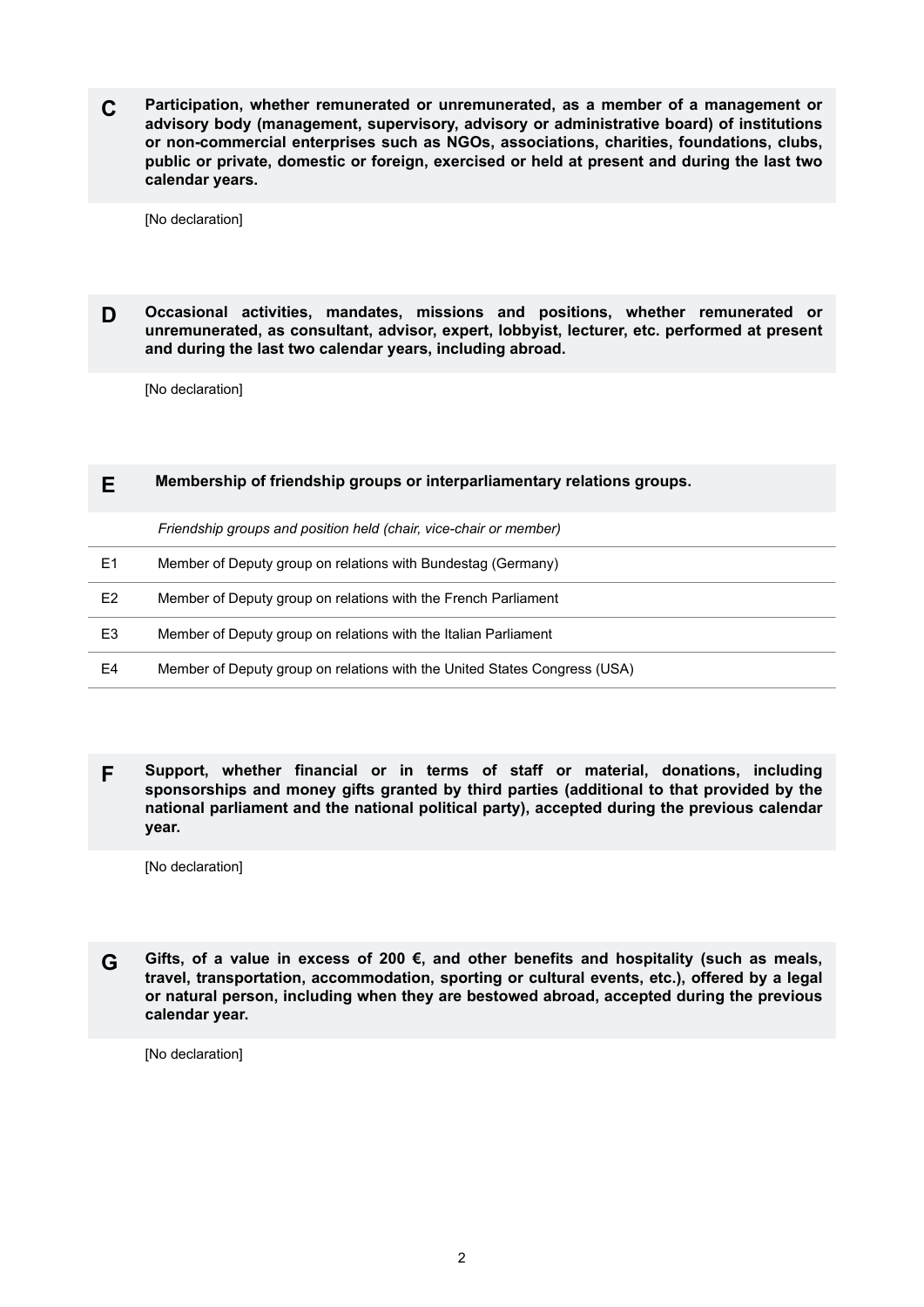**C** **Participation, whether remunerated or unremunerated, as a member of a management or advisory body (management, supervisory, advisory or administrative board) of institutions or non-commercial enterprises such as NGOs, associations, charities, foundations, clubs, public or private, domestic or foreign, exercised or held at present and during the last two calendar years.**

[No declaration]

**D** **Occasional activities, mandates, missions and positions, whether remunerated or unremunerated, as consultant, advisor, expert, lobbyist, lecturer, etc. performed at present and during the last two calendar years, including abroad.**

[No declaration]

**E** **Membership of friendship groups or interparliamentary relations groups.**

| | *Friendship groups and position held (chair, vice-chair or member)* |
|---|---|
| E1 | Member of Deputy group on relations with Bundestag (Germany) |
| E2 | Member of Deputy group on relations with the French Parliament |
| E3 | Member of Deputy group on relations with the Italian Parliament |
| E4 | Member of Deputy group on relations with the United States Congress (USA) |

**F** **Support, whether financial or in terms of staff or material, donations, including sponsorships and money gifts granted by third parties (additional to that provided by the national parliament and the national political party), accepted during the previous calendar year.**

[No declaration]

**G** **Gifts, of a value in excess of 200 €, and other benefits and hospitality (such as meals, travel, transportation, accommodation, sporting or cultural events, etc.), offered by a legal or natural person, including when they are bestowed abroad, accepted during the previous calendar year.**

[No declaration]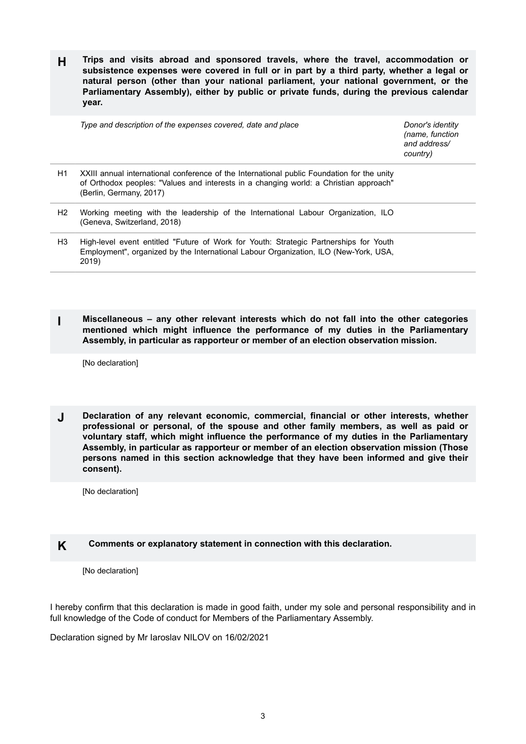## H Trips and visits abroad and sponsored travels, where the travel, accommodation or subsistence expenses were covered in full or in part by a third party, whether a legal or natural person (other than your national parliament, your national government, or the Parliamentary Assembly), either by public or private funds, during the previous calendar year.

| | *Type and description of the expenses covered, date and place* | *Donor's identity (name, function and address/ country)* |
|---|---|---|
| H1 | XXIII annual international conference of the International public Foundation for the unity of Orthodox peoples: "Values and interests in a changing world: a Christian approach" (Berlin, Germany, 2017) | |
| H2 | Working meeting with the leadership of the International Labour Organization, ILO (Geneva, Switzerland, 2018) | |
| H3 | High-level event entitled "Future of Work for Youth: Strategic Partnerships for Youth Employment", organized by the International Labour Organization, ILO (New-York, USA, 2019) | |

## I Miscellaneous – any other relevant interests which do not fall into the other categories mentioned which might influence the performance of my duties in the Parliamentary Assembly, in particular as rapporteur or member of an election observation mission.

[No declaration]

## J Declaration of any relevant economic, commercial, financial or other interests, whether professional or personal, of the spouse and other family members, as well as paid or voluntary staff, which might influence the performance of my duties in the Parliamentary Assembly, in particular as rapporteur or member of an election observation mission (Those persons named in this section acknowledge that they have been informed and give their consent).

[No declaration]

## K Comments or explanatory statement in connection with this declaration.

[No declaration]

I hereby confirm that this declaration is made in good faith, under my sole and personal responsibility and in full knowledge of the Code of conduct for Members of the Parliamentary Assembly.

Declaration signed by Mr Iaroslav NILOV on 16/02/2021